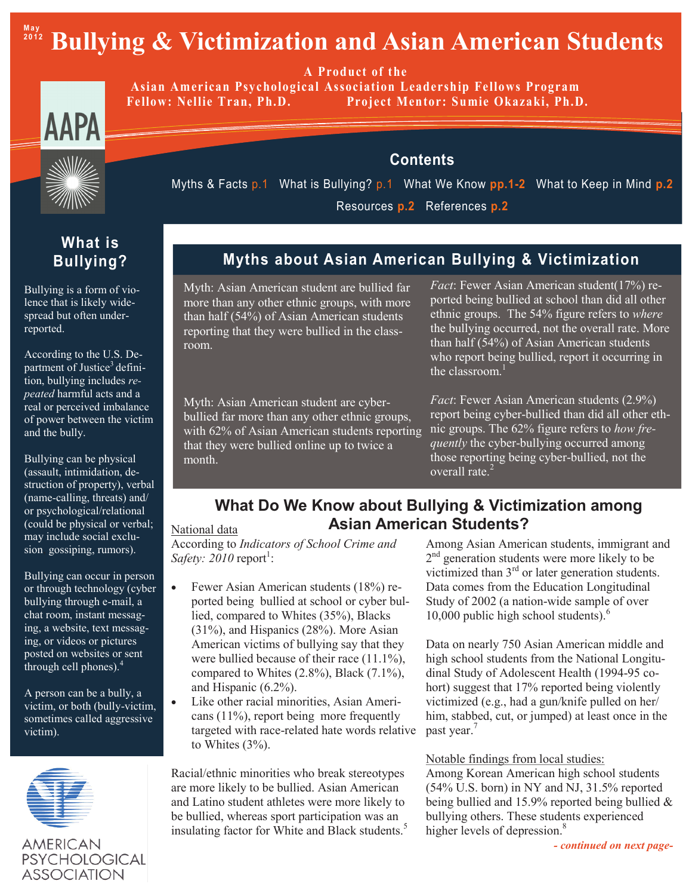May 2012

# Bullying & Victimization and Asian American Students

**A Product of the Asian American Psychological Association Leadership Fellows Program**

**Fellow: Nellie Tran, Ph.D. Project Mentor: Sumie Okazaki, Ph.D.**

## Contents

Myths & Facts p.1 What is Bullying? p.1 What We Know pp.1-2 What to Keep in Mind p.2 Resources p.2 References p.2

## What is Bullying?

Bullying is a form of violence that is likely widespread but often underreported.

According to the U.S. Department of Justice[3] definition, bullying includes *repeated* harmful acts and a real or perceived imbalance of power between the victim and the bully.

Bullying can be physical (assault, intimidation, destruction of property), verbal (name-calling, threats) and/or psychological/relational (could be physical or verbal; may include social exclusion gossiping, rumors).

Bullying can occur in person or through technology (cyber bullying through e-mail, a chat room, instant messaging, a website, text messaging, or videos or pictures posted on websites or sent through cell phones).[4]

A person can be a bully, a victim, or both (bully-victim, sometimes called aggressive victim).

## Myths about Asian American Bullying & Victimization

Myth: Asian American student are bullied far more than any other ethnic groups, with more than half (54%) of Asian American students reporting that they were bullied in the classroom.

*Fact*: Fewer Asian American student(17%) reported being bullied at school than did all other ethnic groups. The 54% figure refers to *where* the bullying occurred, not the overall rate. More than half (54%) of Asian American students who report being bullied, report it occurring in the classroom.[1]

Myth: Asian American student are cyber-bullied far more than any other ethnic groups, with 62% of Asian American students reporting that they were bullied online up to twice a month.

*Fact*: Fewer Asian American students (2.9%) report being cyber-bullied than did all other ethnic groups. The 62% figure refers to *how frequently* the cyber-bullying occurred among those reporting being cyber-bullied, not the overall rate.[2]

## What Do We Know about Bullying & Victimization among Asian American Students?

National data

According to *Indicators of School Crime and Safety: 2010* report[1]:

- Fewer Asian American students (18%) reported being bullied at school or cyber bullied, compared to Whites (35%), Blacks (31%), and Hispanics (28%). More Asian American victims of bullying say that they were bullied because of their race (11.1%), compared to Whites (2.8%), Black (7.1%), and Hispanic (6.2%).
- Like other racial minorities, Asian Americans (11%), report being more frequently targeted with race-related hate words relative to Whites (3%).

Racial/ethnic minorities who break stereotypes are more likely to be bullied. Asian American and Latino student athletes were more likely to be bullied, whereas sport participation was an insulating factor for White and Black students.[5]

Among Asian American students, immigrant and 2nd generation students were more likely to be victimized than 3rd or later generation students. Data comes from the Education Longitudinal Study of 2002 (a nation-wide sample of over 10,000 public high school students).[6]

Data on nearly 750 Asian American middle and high school students from the National Longitudinal Study of Adolescent Health (1994-95 cohort) suggest that 17% reported being violently victimized (e.g., had a gun/knife pulled on her/him, stabbed, cut, or jumped) at least once in the past year.[7]

Notable findings from local studies:

Among Korean American high school students (54% U.S. born) in NY and NJ, 31.5% reported being bullied and 15.9% reported being bullied & bullying others. These students experienced higher levels of depression.[8]

*- continued on next page-*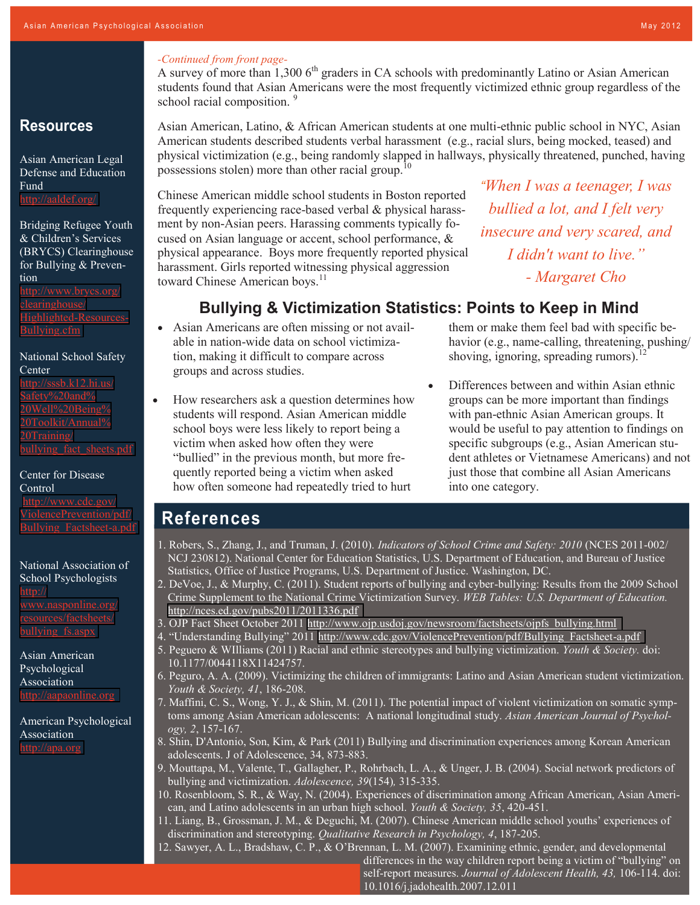*-Continued from front page-*

A survey of more than 1,300 6th graders in CA schools with predominantly Latino or Asian American students found that Asian Americans were the most frequently victimized ethnic group regardless of the school racial composition. [9]

Asian American, Latino, & African American students at one multi-ethnic public school in NYC, Asian American students described students verbal harassment (e.g., racial slurs, being mocked, teased) and physical victimization (e.g., being randomly slapped in hallways, physically threatened, punched, having possessions stolen) more than other racial group. [10]

Chinese American middle school students in Boston reported frequently experiencing race-based verbal & physical harassment by non-Asian peers. Harassing comments typically focused on Asian language or accent, school performance, & physical appearance. Boys more frequently reported physical harassment. Girls reported witnessing physical aggression toward Chinese American boys. [11]

> *"When I was a teenager, I was bullied a lot, and I felt very insecure and very scared, and I didn't want to live."*
> *- Margaret Cho*

## Bullying & Victimization Statistics: Points to Keep in Mind

- Asian Americans are often missing or not available in nation-wide data on school victimization, making it difficult to compare across groups and across studies.
- How researchers ask a question determines how students will respond. Asian American middle school boys were less likely to report being a victim when asked how often they were "bullied" in the previous month, but more frequently reported being a victim when asked how often someone had repeatedly tried to hurt them or make them feel bad with specific behavior (e.g., name-calling, threatening, pushing/shoving, ignoring, spreading rumors). [12]
- Differences between and within Asian ethnic groups can be more important than findings with pan-ethnic Asian American groups. It would be useful to pay attention to findings on specific subgroups (e.g., Asian American student athletes or Vietnamese Americans) and not just those that combine all Asian Americans into one category.

## Resources

Asian American Legal Defense and Education Fund
http://aaldef.org/

Bridging Refugee Youth & Children's Services (BRYCS) Clearinghouse for Bullying & Prevention
http://www.brycs.org/clearinghouse/Highlighted-Resources-Bullying.cfm

National School Safety Center
http://sssb.k12.hi.us/Safety%20and%20Well%20Being%20Toolkit/Annual%20Training/bullying_fact_sheets.pdf

Center for Disease Control
http://www.cdc.gov/ViolencePrevention/pdf/Bullying_Factsheet-a.pdf

National Association of School Psychologists
http://www.nasponline.org/resources/factsheets/bullying_fs.aspx

Asian American Psychological Association
http://aapaonline.org

American Psychological Association
http://apa.org

## References

1. Robers, S., Zhang, J., and Truman, J. (2010). *Indicators of School Crime and Safety: 2010* (NCES 2011-002/NCJ 230812). National Center for Education Statistics, U.S. Department of Education, and Bureau of Justice Statistics, Office of Justice Programs, U.S. Department of Justice. Washington, DC.
2. DeVoe, J., & Murphy, C. (2011). Student reports of bullying and cyber-bullying: Results from the 2009 School Crime Supplement to the National Crime Victimization Survey. *WEB Tables: U.S. Department of Education.* http://nces.ed.gov/pubs2011/2011336.pdf
3. OJP Fact Sheet October 2011 http://www.ojp.usdoj.gov/newsroom/factsheets/ojpfs_bullying.html
4. "Understanding Bullying" 2011 http://www.cdc.gov/ViolencePrevention/pdf/Bullying_Factsheet-a.pdf
5. Peguero & WIlliams (2011) Racial and ethnic stereotypes and bullying victimization. *Youth & Society.* doi: 10.1177/0044118X11424757.
6. Peguro, A. A. (2009). Victimizing the children of immigrants: Latino and Asian American student victimization. *Youth & Society, 41*, 186-208.
7. Maffini, C. S., Wong, Y. J., & Shin, M. (2011). The potential impact of violent victimization on somatic symptoms among Asian American adolescents: A national longitudinal study. *Asian American Journal of Psychology, 2*, 157-167.
8. Shin, D'Antonio, Son, Kim, & Park (2011) Bullying and discrimination experiences among Korean American adolescents. J of Adolescence, 34, 873-883.
9. Mouttapa, M., Valente, T., Gallagher, P., Rohrbach, L. A., & Unger, J. B. (2004). Social network predictors of bullying and victimization. *Adolescence, 39*(154), 315-335.
10. Rosenbloom, S. R., & Way, N. (2004). Experiences of discrimination among African American, Asian American, and Latino adolescents in an urban high school. *Youth & Society, 35*, 420-451.
11. Liang, B., Grossman, J. M., & Deguchi, M. (2007). Chinese American middle school youths' experiences of discrimination and stereotyping. *Qualitative Research in Psychology, 4*, 187-205.
12. Sawyer, A. L., Bradshaw, C. P., & O'Brennan, L. M. (2007). Examining ethnic, gender, and developmental differences in the way children report being a victim of "bullying" on self-report measures. *Journal of Adolescent Health, 43,* 106-114. doi: 10.1016/j.jadohealth.2007.12.011